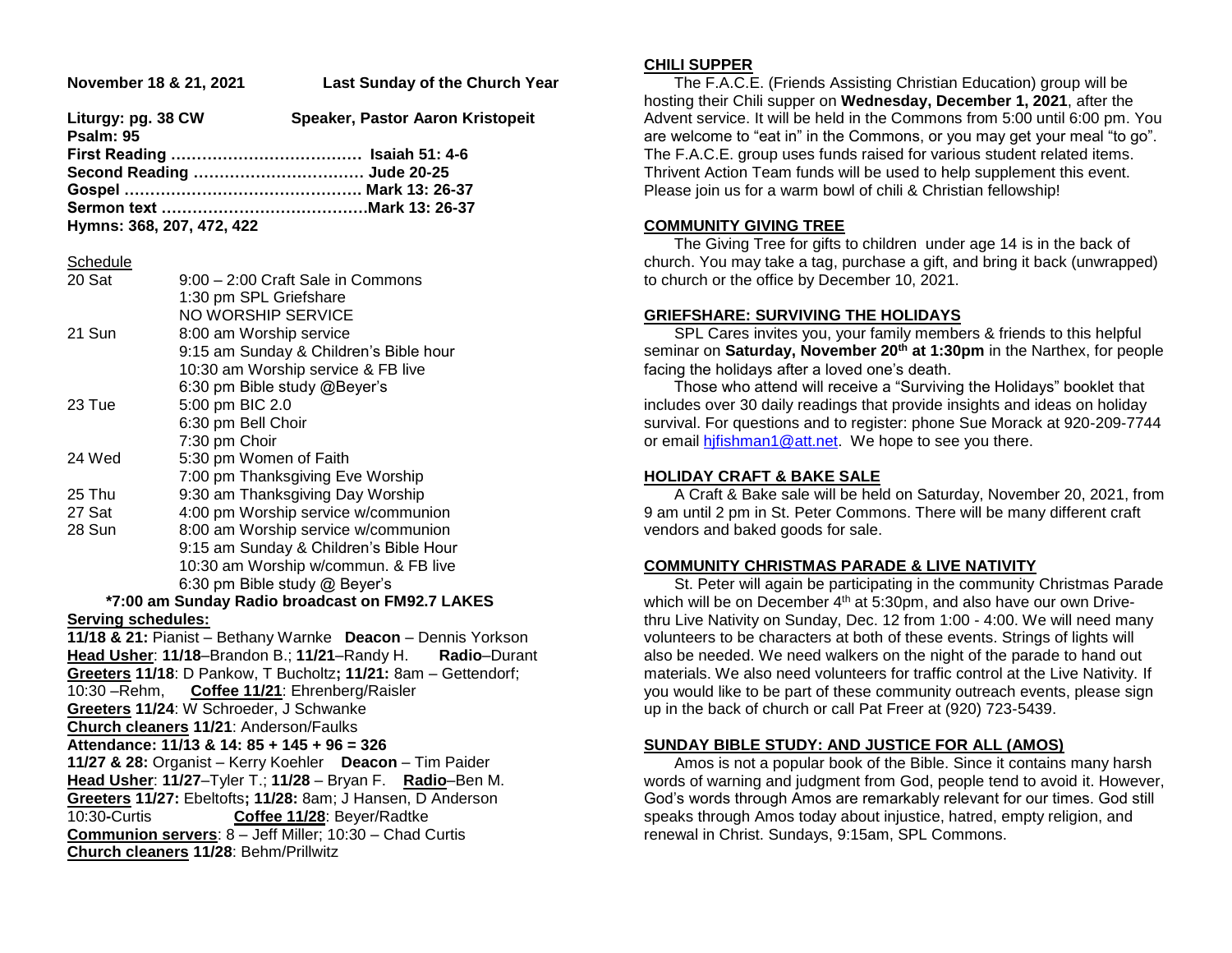**November 18 & 21, 2021** **Last Sunday of the Church Year**

**Liturgy: pg. 38 CW** **Speaker, Pastor Aaron Kristopeit**
**Psalm: 95**
**First Reading ……………………………… Isaiah 51: 4-6**
**Second Reading …………………………… Jude 20-25**
**Gospel ………………………………………. Mark 13: 26-37**
**Sermon text …………………………………Mark 13: 26-37**
**Hymns: 368, 207, 472, 422**

Schedule

| | |
|---|---|
| 20 Sat | 9:00 – 2:00 Craft Sale in Commons |
| | 1:30 pm SPL Griefshare |
| | NO WORSHIP SERVICE |
| 21 Sun | 8:00 am Worship service |
| | 9:15 am Sunday & Children's Bible hour |
| | 10:30 am Worship service & FB live |
| | 6:30 pm Bible study @Beyer's |
| 23 Tue | 5:00 pm BIC 2.0 |
| | 6:30 pm Bell Choir |
| | 7:30 pm Choir |
| 24 Wed | 5:30 pm Women of Faith |
| | 7:00 pm Thanksgiving Eve Worship |
| 25 Thu | 9:30 am Thanksgiving Day Worship |
| 27 Sat | 4:00 pm Worship service w/communion |
| 28 Sun | 8:00 am Worship service w/communion |
| | 9:15 am Sunday & Children's Bible Hour |
| | 10:30 am Worship w/commun. & FB live |
| | 6:30 pm Bible study @ Beyer's |

**\*7:00 am Sunday Radio broadcast on FM92.7 LAKES**

**Serving schedules:**

**11/18 & 21:** Pianist – Bethany Warnke **Deacon** – Dennis Yorkson
**Head Usher**: **11/18**–Brandon B.; **11/21**–Randy H. **Radio**–Durant
**Greeters 11/18**: D Pankow, T Bucholtz**; 11/21:** 8am – Gettendorf; 10:30 –Rehm, **Coffee 11/21**: Ehrenberg/Raisler
**Greeters 11/24**: W Schroeder, J Schwanke
**Church cleaners 11/21**: Anderson/Faulks
**Attendance: 11/13 & 14: 85 + 145 + 96 = 326**
**11/27 & 28:** Organist – Kerry Koehler **Deacon** – Tim Paider
**Head Usher**: **11/27**–Tyler T.; **11/28** – Bryan F. **Radio**–Ben M.
**Greeters 11/27:** Ebeltofts**; 11/28:** 8am; J Hansen, D Anderson
10:30**-**Curtis **Coffee 11/28**: Beyer/Radtke
**Communion servers**: 8 – Jeff Miller; 10:30 – Chad Curtis
**Church cleaners 11/28**: Behm/Prillwitz

## CHILI SUPPER

The F.A.C.E. (Friends Assisting Christian Education) group will be hosting their Chili supper on **Wednesday, December 1, 2021**, after the Advent service. It will be held in the Commons from 5:00 until 6:00 pm. You are welcome to "eat in" in the Commons, or you may get your meal "to go". The F.A.C.E. group uses funds raised for various student related items. Thrivent Action Team funds will be used to help supplement this event. Please join us for a warm bowl of chili & Christian fellowship!

## COMMUNITY GIVING TREE

The Giving Tree for gifts to children under age 14 is in the back of church. You may take a tag, purchase a gift, and bring it back (unwrapped) to church or the office by December 10, 2021.

## GRIEFSHARE: SURVIVING THE HOLIDAYS

SPL Cares invites you, your family members & friends to this helpful seminar on **Saturday, November 20th at 1:30pm** in the Narthex, for people facing the holidays after a loved one's death.

Those who attend will receive a "Surviving the Holidays" booklet that includes over 30 daily readings that provide insights and ideas on holiday survival. For questions and to register: phone Sue Morack at 920-209-7744 or email hjfishman1@att.net. We hope to see you there.

## HOLIDAY CRAFT & BAKE SALE

A Craft & Bake sale will be held on Saturday, November 20, 2021, from 9 am until 2 pm in St. Peter Commons. There will be many different craft vendors and baked goods for sale.

## COMMUNITY CHRISTMAS PARADE & LIVE NATIVITY

St. Peter will again be participating in the community Christmas Parade which will be on December 4th at 5:30pm, and also have our own Drive-thru Live Nativity on Sunday, Dec. 12 from 1:00 - 4:00. We will need many volunteers to be characters at both of these events. Strings of lights will also be needed. We need walkers on the night of the parade to hand out materials. We also need volunteers for traffic control at the Live Nativity. If you would like to be part of these community outreach events, please sign up in the back of church or call Pat Freer at (920) 723-5439.

## SUNDAY BIBLE STUDY: AND JUSTICE FOR ALL (AMOS)

Amos is not a popular book of the Bible. Since it contains many harsh words of warning and judgment from God, people tend to avoid it. However, God's words through Amos are remarkably relevant for our times. God still speaks through Amos today about injustice, hatred, empty religion, and renewal in Christ. Sundays, 9:15am, SPL Commons.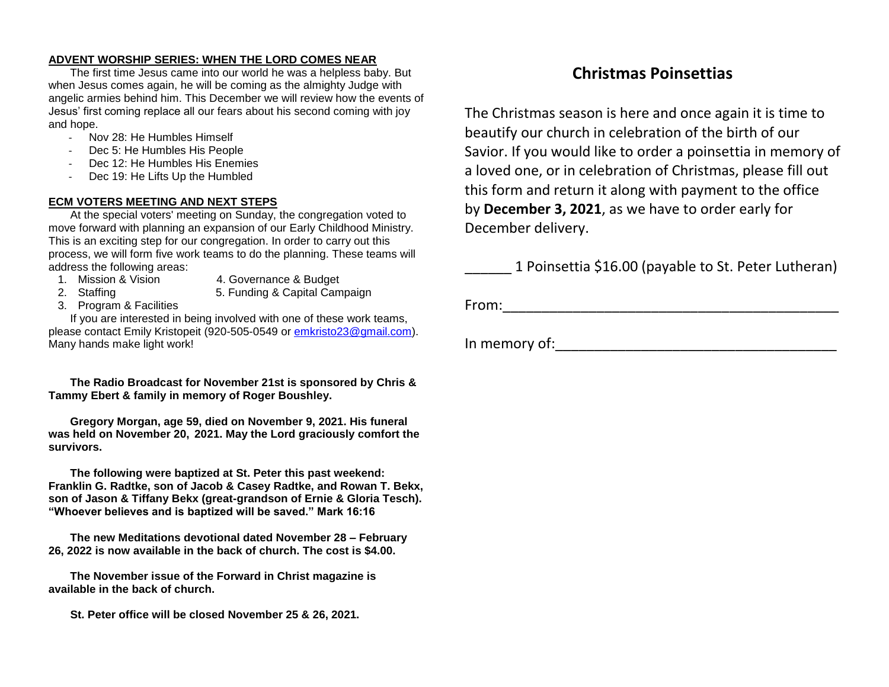**ADVENT WORSHIP SERIES: WHEN THE LORD COMES NEAR**

The first time Jesus came into our world he was a helpless baby. But when Jesus comes again, he will be coming as the almighty Judge with angelic armies behind him. This December we will review how the events of Jesus' first coming replace all our fears about his second coming with joy and hope.

- Nov 28: He Humbles Himself
- Dec 5: He Humbles His People
- Dec 12: He Humbles His Enemies
- Dec 19: He Lifts Up the Humbled

**ECM VOTERS MEETING AND NEXT STEPS**

At the special voters' meeting on Sunday, the congregation voted to move forward with planning an expansion of our Early Childhood Ministry. This is an exciting step for our congregation. In order to carry out this process, we will form five work teams to do the planning. These teams will address the following areas:

1. Mission & Vision
2. Staffing
3. Program & Facilities
4. Governance & Budget
5. Funding & Capital Campaign

If you are interested in being involved with one of these work teams, please contact Emily Kristopeit (920-505-0549 or emkristo23@gmail.com). Many hands make light work!

**The Radio Broadcast for November 21st is sponsored by Chris & Tammy Ebert & family in memory of Roger Boushley.**

**Gregory Morgan, age 59, died on November 9, 2021. His funeral was held on November 20, 2021. May the Lord graciously comfort the survivors.**

**The following were baptized at St. Peter this past weekend: Franklin G. Radtke, son of Jacob & Casey Radtke, and Rowan T. Bekx, son of Jason & Tiffany Bekx (great-grandson of Ernie & Gloria Tesch). "Whoever believes and is baptized will be saved." Mark 16:16**

**The new Meditations devotional dated November 28 – February 26, 2022 is now available in the back of church. The cost is $4.00.**

**The November issue of the Forward in Christ magazine is available in the back of church.**

**St. Peter office will be closed November 25 & 26, 2021.**

## Christmas Poinsettias

The Christmas season is here and once again it is time to beautify our church in celebration of the birth of our Savior. If you would like to order a poinsettia in memory of a loved one, or in celebration of Christmas, please fill out this form and return it along with payment to the office by **December 3, 2021**, as we have to order early for December delivery.

______ 1 Poinsettia $16.00 (payable to St. Peter Lutheran)

From:__________________________________________

In memory of:____________________________________